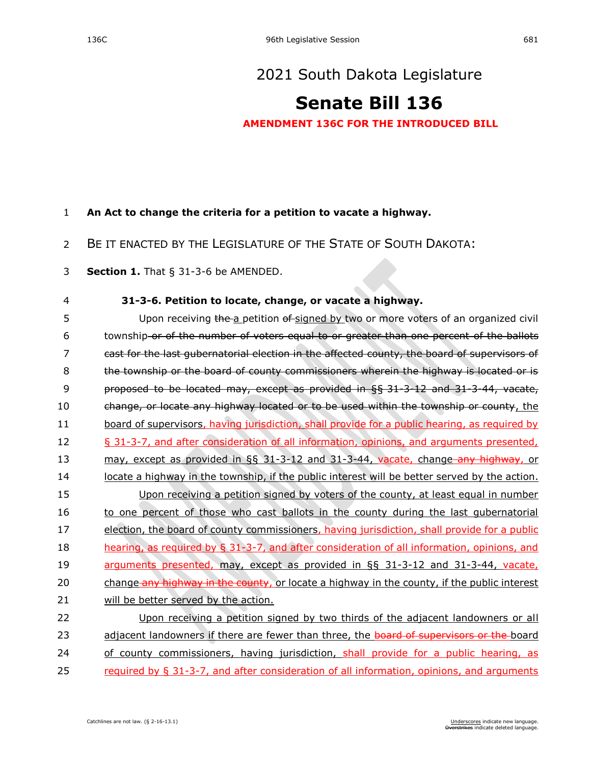# 2021 South Dakota Legislature

# Senate Bill 136

**AMENDMENT 136C FOR THE INTRODUCED BILL**

**An Act to change the criteria for a petition to vacate a highway.**

BE IT ENACTED BY THE LEGISLATURE OF THE STATE OF SOUTH DAKOTA:

**Section 1.** That § 31-3-6 be AMENDED.

**31-3-6. Petition to locate, change, or vacate a highway.**

Upon receiving ~~the~~ a petition ~~of~~ signed by two or more voters of an organized civil township ~~or of the number of voters equal to or greater than one percent of the ballots cast for the last gubernatorial election in the affected county, the board of supervisors of the township or the board of county commissioners wherein the highway is located or is proposed to be located may, except as provided in §§ 31-3-12 and 31-3-44, vacate, change, or locate any highway located or to be used within the township or county~~, the board of supervisors, having jurisdiction, shall provide for a public hearing, as required by § 31-3-7, and after consideration of all information, opinions, and arguments presented, may, except as provided in §§ 31-3-12 and 31-3-44, vacate, change ~~any highway,~~ or locate a highway in the township, if the public interest will be better served by the action.

Upon receiving a petition signed by voters of the county, at least equal in number to one percent of those who cast ballots in the county during the last gubernatorial election, the board of county commissioners, having jurisdiction, shall provide for a public hearing, as required by § 31-3-7, and after consideration of all information, opinions, and arguments presented, may, except as provided in §§ 31-3-12 and 31-3-44, vacate, change ~~any highway in the county,~~ or locate a highway in the county, if the public interest will be better served by the action.

Upon receiving a petition signed by two thirds of the adjacent landowners or all adjacent landowners if there are fewer than three, the ~~board of supervisors or the~~ board of county commissioners, having jurisdiction, shall provide for a public hearing, as required by § 31-3-7, and after consideration of all information, opinions, and arguments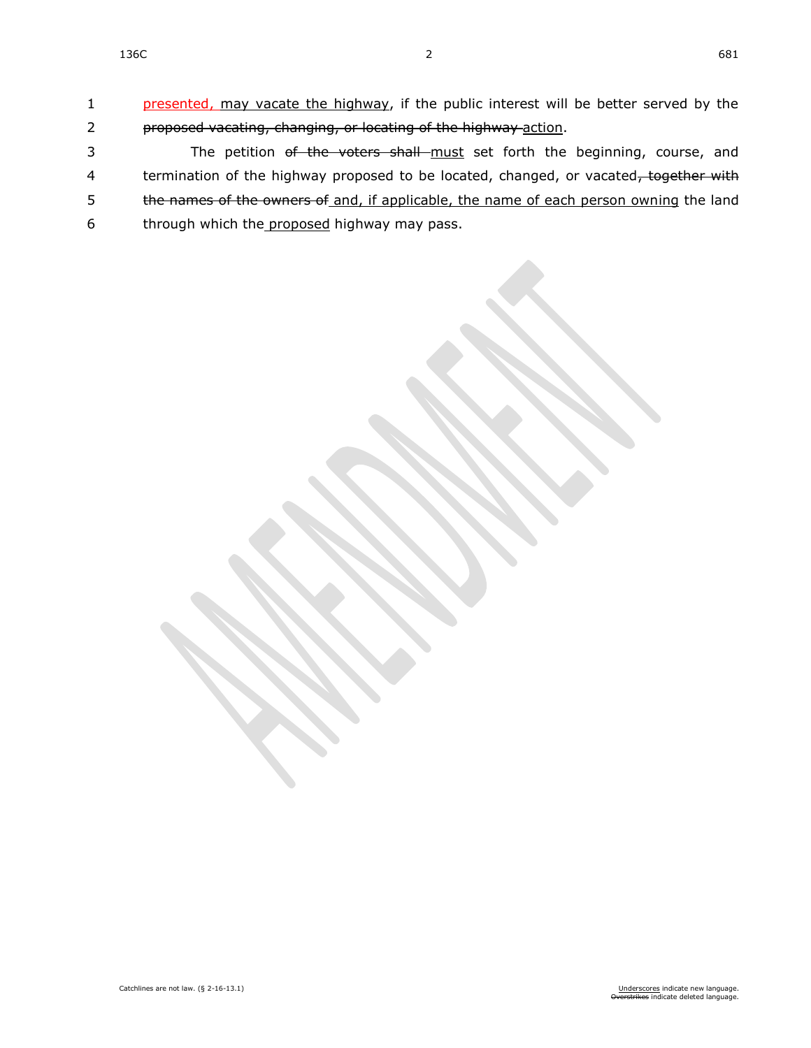presented, may vacate the highway, if the public interest will be better served by the ~~proposed vacating, changing, or locating of the highway~~ action.

The petition ~~of the voters shall~~ must set forth the beginning, course, and termination of the highway proposed to be located, changed, or vacated~~, together with the names of the owners of~~ and, if applicable, the name of each person owning the land through which the proposed highway may pass.